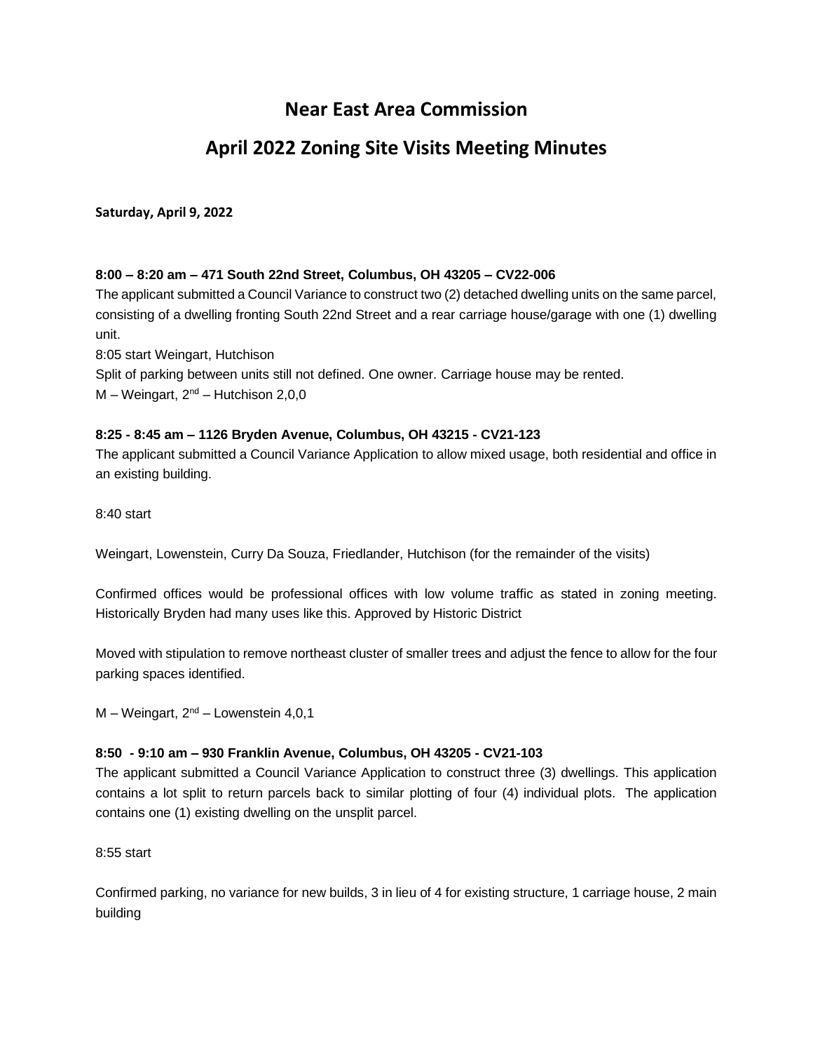# Near East Area Commission

## April 2022 Zoning Site Visits Meeting Minutes

**Saturday, April 9, 2022**

**8:00 – 8:20 am – 471 South 22nd Street, Columbus, OH 43205 – CV22-006**

The applicant submitted a Council Variance to construct two (2) detached dwelling units on the same parcel, consisting of a dwelling fronting South 22nd Street and a rear carriage house/garage with one (1) dwelling unit.

8:05 start Weingart, Hutchison

Split of parking between units still not defined. One owner. Carriage house may be rented.

M – Weingart, 2nd – Hutchison 2,0,0

**8:25 - 8:45 am – 1126 Bryden Avenue, Columbus, OH 43215 - CV21-123**

The applicant submitted a Council Variance Application to allow mixed usage, both residential and office in an existing building.

8:40 start

Weingart, Lowenstein, Curry Da Souza, Friedlander, Hutchison (for the remainder of the visits)

Confirmed offices would be professional offices with low volume traffic as stated in zoning meeting. Historically Bryden had many uses like this. Approved by Historic District

Moved with stipulation to remove northeast cluster of smaller trees and adjust the fence to allow for the four parking spaces identified.

M – Weingart, 2nd – Lowenstein 4,0,1

**8:50 - 9:10 am – 930 Franklin Avenue, Columbus, OH 43205 - CV21-103**

The applicant submitted a Council Variance Application to construct three (3) dwellings. This application contains a lot split to return parcels back to similar plotting of four (4) individual plots. The application contains one (1) existing dwelling on the unsplit parcel.

8:55 start

Confirmed parking, no variance for new builds, 3 in lieu of 4 for existing structure, 1 carriage house, 2 main building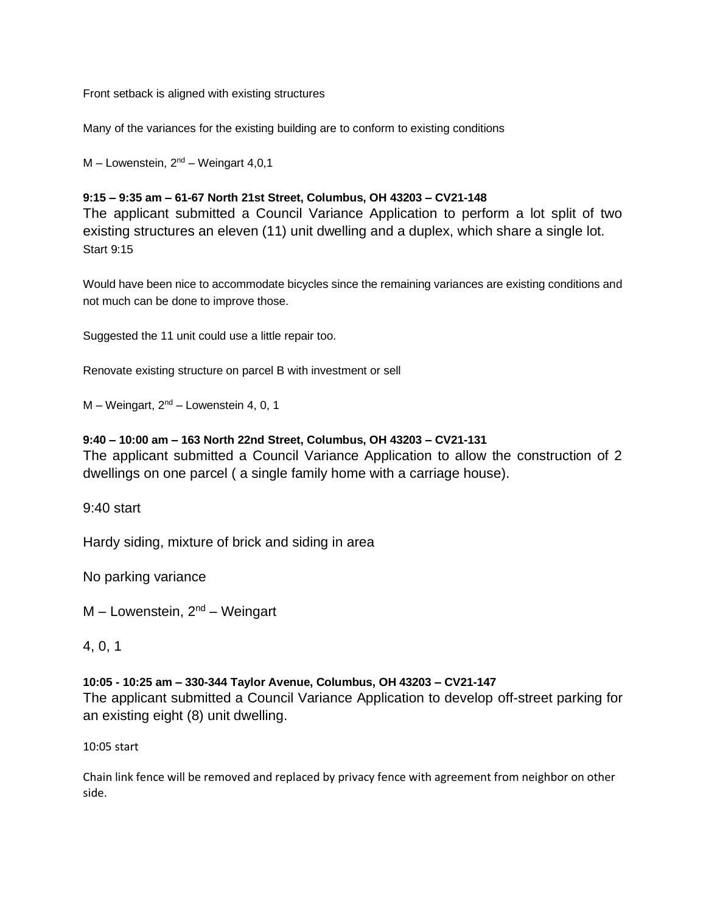Front setback is aligned with existing structures

Many of the variances for the existing building are to conform to existing conditions

M – Lowenstein, 2nd – Weingart 4,0,1

**9:15 – 9:35 am – 61-67 North 21st Street, Columbus, OH 43203 – CV21-148**

The applicant submitted a Council Variance Application to perform a lot split of two existing structures an eleven (11) unit dwelling and a duplex, which share a single lot.

Start 9:15

Would have been nice to accommodate bicycles since the remaining variances are existing conditions and not much can be done to improve those.

Suggested the 11 unit could use a little repair too.

Renovate existing structure on parcel B with investment or sell

M – Weingart, 2nd – Lowenstein 4, 0, 1

**9:40 – 10:00 am – 163 North 22nd Street, Columbus, OH 43203 – CV21-131**

The applicant submitted a Council Variance Application to allow the construction of 2 dwellings on one parcel ( a single family home with a carriage house).

9:40 start

Hardy siding, mixture of brick and siding in area

No parking variance

M – Lowenstein, 2nd – Weingart

4, 0, 1

**10:05 - 10:25 am – 330-344 Taylor Avenue, Columbus, OH 43203 – CV21-147**

The applicant submitted a Council Variance Application to develop off-street parking for an existing eight (8) unit dwelling.

10:05 start

Chain link fence will be removed and replaced by privacy fence with agreement from neighbor on other side.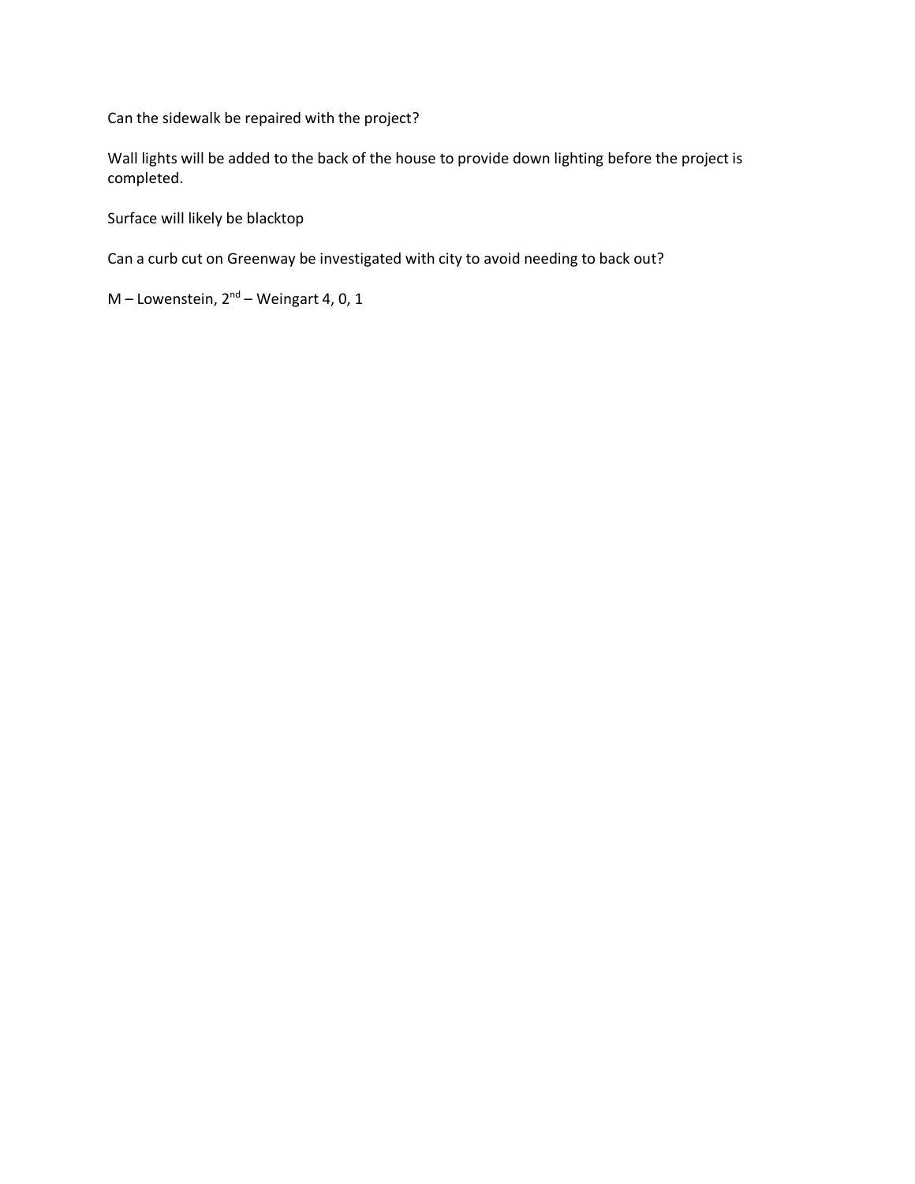Can the sidewalk be repaired with the project?

Wall lights will be added to the back of the house to provide down lighting before the project is completed.

Surface will likely be blacktop

Can a curb cut on Greenway be investigated with city to avoid needing to back out?

M – Lowenstein, 2nd – Weingart 4, 0, 1